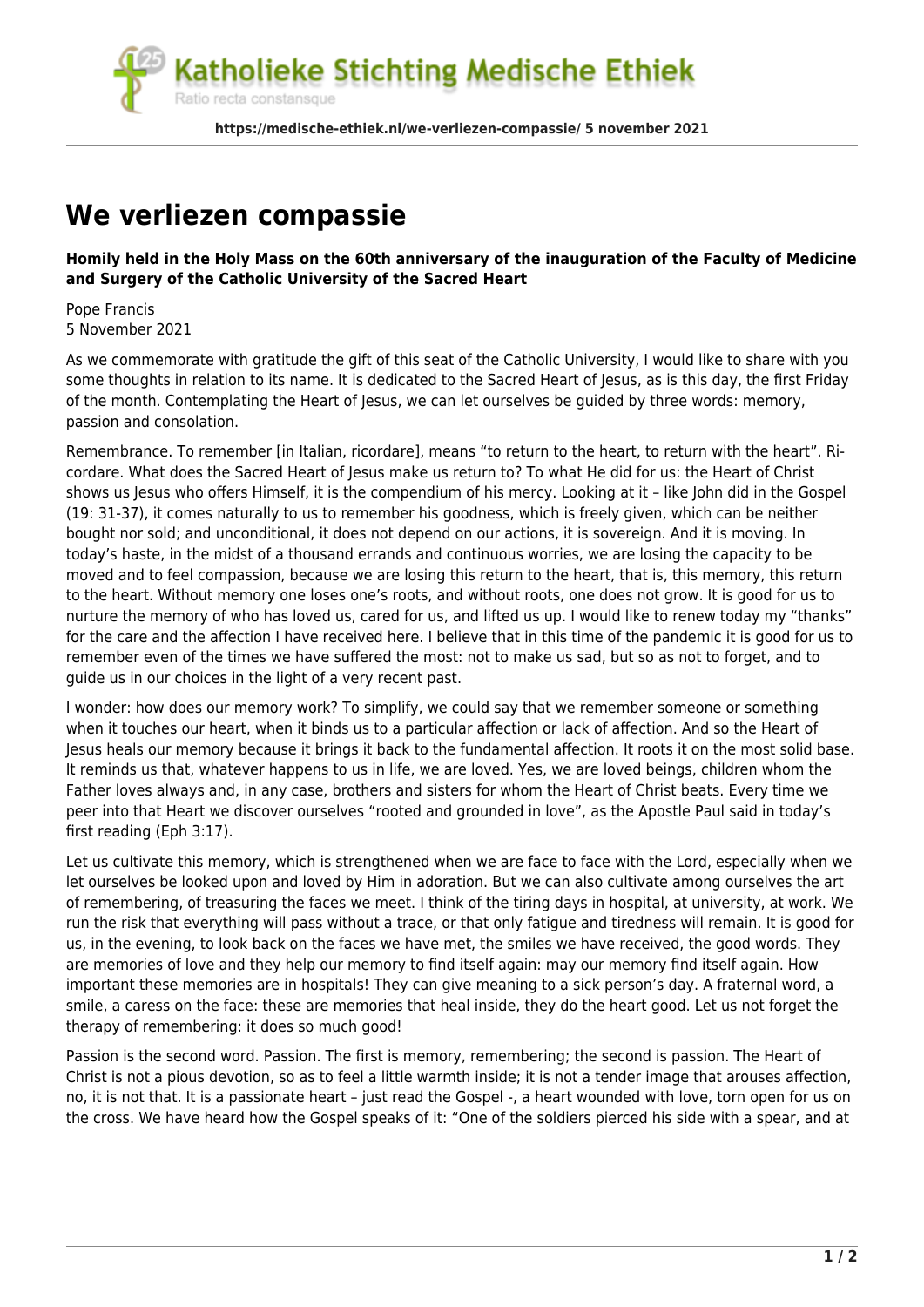# We verliezen compassie

**Homily held in the Holy Mass on the 60th anniversary of the inauguration of the Faculty of Medicine and Surgery of the Catholic University of the Sacred Heart**

Pope Francis
5 November 2021

As we commemorate with gratitude the gift of this seat of the Catholic University, I would like to share with you some thoughts in relation to its name. It is dedicated to the Sacred Heart of Jesus, as is this day, the first Friday of the month. Contemplating the Heart of Jesus, we can let ourselves be guided by three words: memory, passion and consolation.

Remembrance. To remember [in Italian, ricordare], means "to return to the heart, to return with the heart". Ricordare. What does the Sacred Heart of Jesus make us return to? To what He did for us: the Heart of Christ shows us Jesus who offers Himself, it is the compendium of his mercy. Looking at it – like John did in the Gospel (19: 31-37), it comes naturally to us to remember his goodness, which is freely given, which can be neither bought nor sold; and unconditional, it does not depend on our actions, it is sovereign. And it is moving. In today's haste, in the midst of a thousand errands and continuous worries, we are losing the capacity to be moved and to feel compassion, because we are losing this return to the heart, that is, this memory, this return to the heart. Without memory one loses one's roots, and without roots, one does not grow. It is good for us to nurture the memory of who has loved us, cared for us, and lifted us up. I would like to renew today my "thanks" for the care and the affection I have received here. I believe that in this time of the pandemic it is good for us to remember even of the times we have suffered the most: not to make us sad, but so as not to forget, and to guide us in our choices in the light of a very recent past.

I wonder: how does our memory work? To simplify, we could say that we remember someone or something when it touches our heart, when it binds us to a particular affection or lack of affection. And so the Heart of Jesus heals our memory because it brings it back to the fundamental affection. It roots it on the most solid base. It reminds us that, whatever happens to us in life, we are loved. Yes, we are loved beings, children whom the Father loves always and, in any case, brothers and sisters for whom the Heart of Christ beats. Every time we peer into that Heart we discover ourselves "rooted and grounded in love", as the Apostle Paul said in today's first reading (Eph 3:17).

Let us cultivate this memory, which is strengthened when we are face to face with the Lord, especially when we let ourselves be looked upon and loved by Him in adoration. But we can also cultivate among ourselves the art of remembering, of treasuring the faces we meet. I think of the tiring days in hospital, at university, at work. We run the risk that everything will pass without a trace, or that only fatigue and tiredness will remain. It is good for us, in the evening, to look back on the faces we have met, the smiles we have received, the good words. They are memories of love and they help our memory to find itself again: may our memory find itself again. How important these memories are in hospitals! They can give meaning to a sick person's day. A fraternal word, a smile, a caress on the face: these are memories that heal inside, they do the heart good. Let us not forget the therapy of remembering: it does so much good!

Passion is the second word. Passion. The first is memory, remembering; the second is passion. The Heart of Christ is not a pious devotion, so as to feel a little warmth inside; it is not a tender image that arouses affection, no, it is not that. It is a passionate heart – just read the Gospel -, a heart wounded with love, torn open for us on the cross. We have heard how the Gospel speaks of it: "One of the soldiers pierced his side with a spear, and at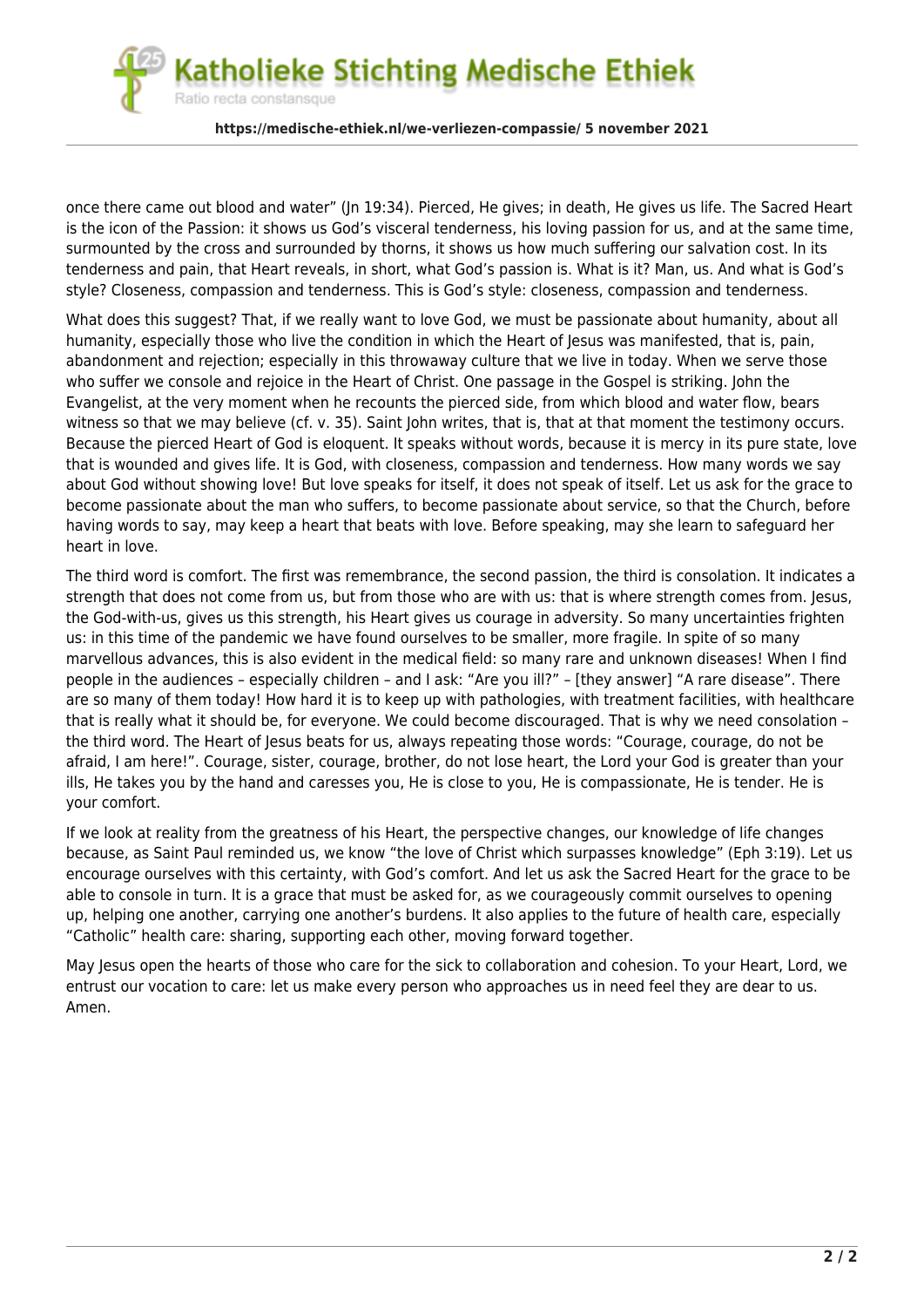once there came out blood and water" (Jn 19:34). Pierced, He gives; in death, He gives us life. The Sacred Heart is the icon of the Passion: it shows us God's visceral tenderness, his loving passion for us, and at the same time, surmounted by the cross and surrounded by thorns, it shows us how much suffering our salvation cost. In its tenderness and pain, that Heart reveals, in short, what God's passion is. What is it? Man, us. And what is God's style? Closeness, compassion and tenderness. This is God's style: closeness, compassion and tenderness.

What does this suggest? That, if we really want to love God, we must be passionate about humanity, about all humanity, especially those who live the condition in which the Heart of Jesus was manifested, that is, pain, abandonment and rejection; especially in this throwaway culture that we live in today. When we serve those who suffer we console and rejoice in the Heart of Christ. One passage in the Gospel is striking. John the Evangelist, at the very moment when he recounts the pierced side, from which blood and water flow, bears witness so that we may believe (cf. v. 35). Saint John writes, that is, that at that moment the testimony occurs. Because the pierced Heart of God is eloquent. It speaks without words, because it is mercy in its pure state, love that is wounded and gives life. It is God, with closeness, compassion and tenderness. How many words we say about God without showing love! But love speaks for itself, it does not speak of itself. Let us ask for the grace to become passionate about the man who suffers, to become passionate about service, so that the Church, before having words to say, may keep a heart that beats with love. Before speaking, may she learn to safeguard her heart in love.

The third word is comfort. The first was remembrance, the second passion, the third is consolation. It indicates a strength that does not come from us, but from those who are with us: that is where strength comes from. Jesus, the God-with-us, gives us this strength, his Heart gives us courage in adversity. So many uncertainties frighten us: in this time of the pandemic we have found ourselves to be smaller, more fragile. In spite of so many marvellous advances, this is also evident in the medical field: so many rare and unknown diseases! When I find people in the audiences – especially children – and I ask: "Are you ill?" – [they answer] "A rare disease". There are so many of them today! How hard it is to keep up with pathologies, with treatment facilities, with healthcare that is really what it should be, for everyone. We could become discouraged. That is why we need consolation – the third word. The Heart of Jesus beats for us, always repeating those words: "Courage, courage, do not be afraid, I am here!". Courage, sister, courage, brother, do not lose heart, the Lord your God is greater than your ills, He takes you by the hand and caresses you, He is close to you, He is compassionate, He is tender. He is your comfort.

If we look at reality from the greatness of his Heart, the perspective changes, our knowledge of life changes because, as Saint Paul reminded us, we know "the love of Christ which surpasses knowledge" (Eph 3:19). Let us encourage ourselves with this certainty, with God's comfort. And let us ask the Sacred Heart for the grace to be able to console in turn. It is a grace that must be asked for, as we courageously commit ourselves to opening up, helping one another, carrying one another's burdens. It also applies to the future of health care, especially "Catholic" health care: sharing, supporting each other, moving forward together.

May Jesus open the hearts of those who care for the sick to collaboration and cohesion. To your Heart, Lord, we entrust our vocation to care: let us make every person who approaches us in need feel they are dear to us. Amen.